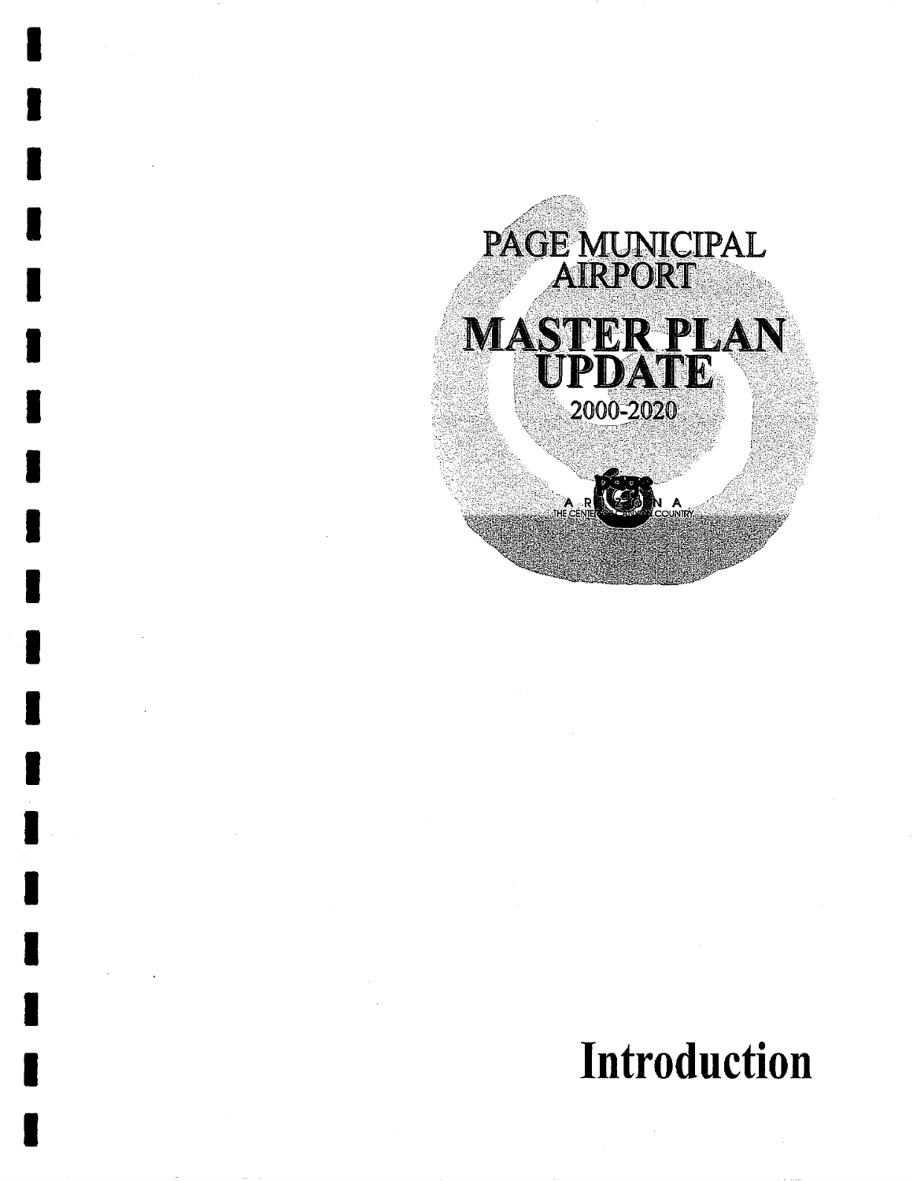# PAGE MUNICIPAL AIRPORT

# MASTER PLAN UPDATE

2000-2020

# Introduction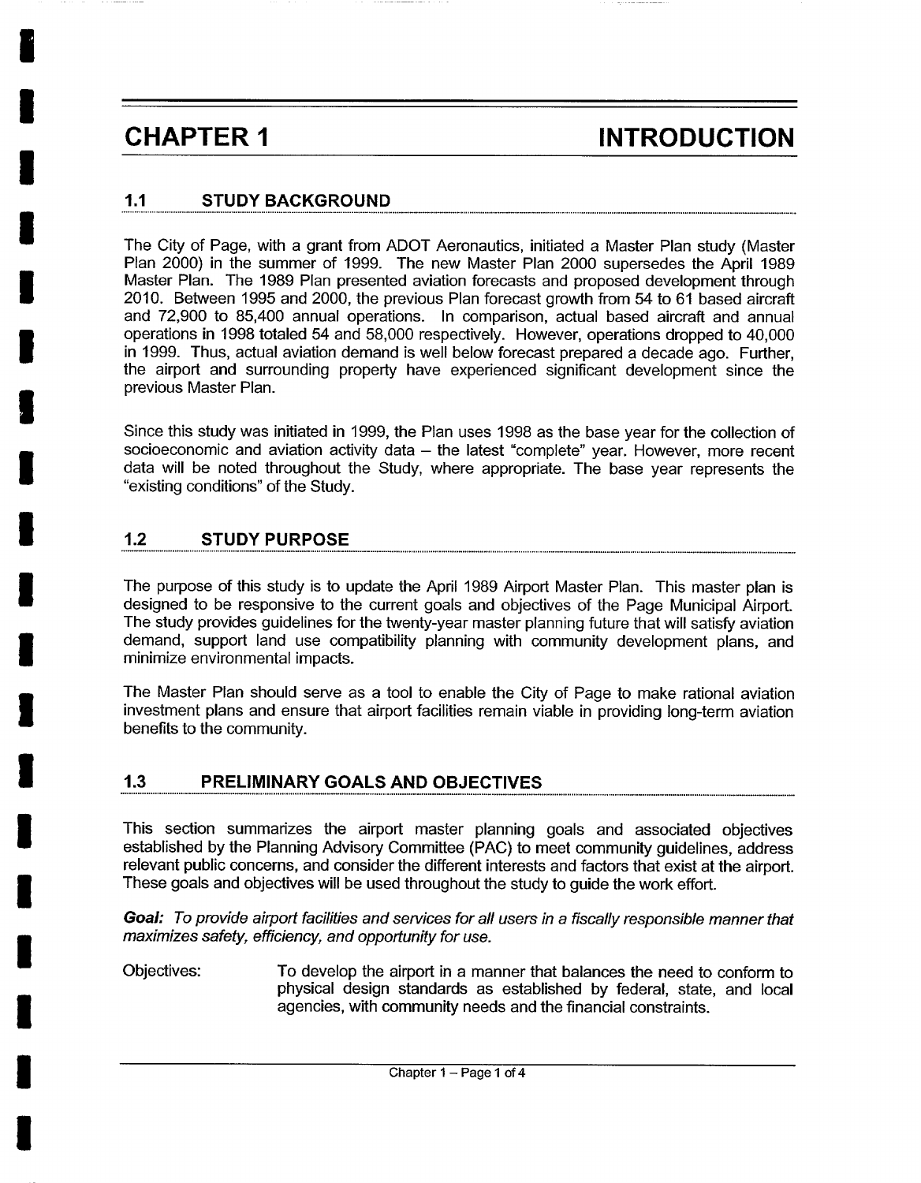# CHAPTER 1 INTRODUCTION

## 1.1 STUDY BACKGROUND

The City of Page, with a grant from ADOT Aeronautics, initiated a Master Plan study (Master Plan 2000) in the summer of 1999. The new Master Plan 2000 supersedes the April 1989 Master Plan. The 1989 Plan presented aviation forecasts and proposed development through 2010. Between 1995 and 2000, the previous Plan forecast growth from 54 to 61 based aircraft and 72,900 to 85,400 annual operations. In comparison, actual based aircraft and annual operations in 1998 totaled 54 and 58,000 respectively. However, operations dropped to 40,000 in 1999. Thus, actual aviation demand is well below forecast prepared a decade ago. Further, the airport and surrounding property have experienced significant development since the previous Master Plan.

Since this study was initiated in 1999, the Plan uses 1998 as the base year for the collection of socioeconomic and aviation activity data – the latest "complete" year. However, more recent data will be noted throughout the Study, where appropriate. The base year represents the "existing conditions" of the Study.

## 1.2 STUDY PURPOSE

The purpose of this study is to update the April 1989 Airport Master Plan. This master plan is designed to be responsive to the current goals and objectives of the Page Municipal Airport. The study provides guidelines for the twenty-year master planning future that will satisfy aviation demand, support land use compatibility planning with community development plans, and minimize environmental impacts.

The Master Plan should serve as a tool to enable the City of Page to make rational aviation investment plans and ensure that airport facilities remain viable in providing long-term aviation benefits to the community.

## 1.3 PRELIMINARY GOALS AND OBJECTIVES

This section summarizes the airport master planning goals and associated objectives established by the Planning Advisory Committee (PAC) to meet community guidelines, address relevant public concerns, and consider the different interests and factors that exist at the airport. These goals and objectives will be used throughout the study to guide the work effort.

***Goal:*** *To provide airport facilities and services for all users in a fiscally responsible manner that maximizes safety, efficiency, and opportunity for use.*

Objectives: To develop the airport in a manner that balances the need to conform to physical design standards as established by federal, state, and local agencies, with community needs and the financial constraints.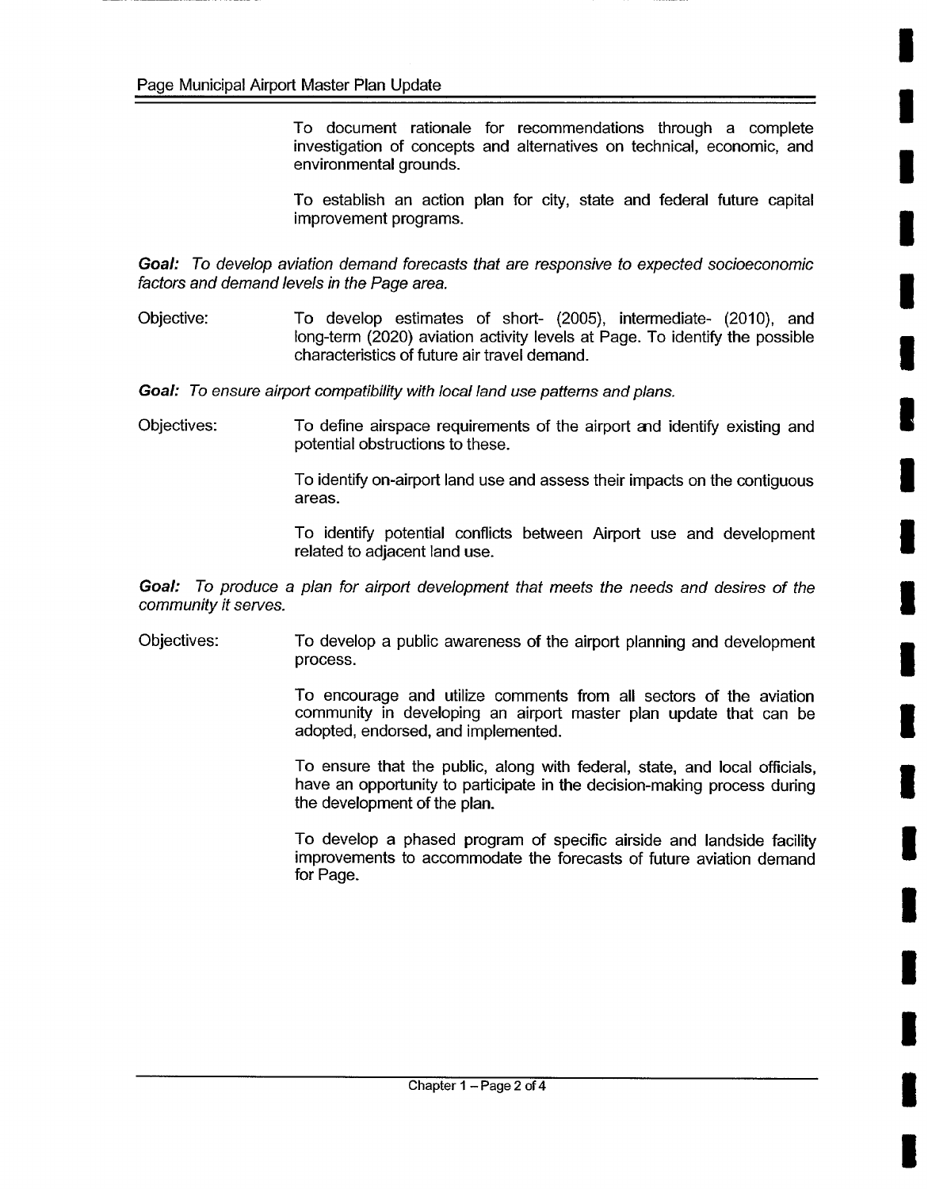To document rationale for recommendations through a complete investigation of concepts and alternatives on technical, economic, and environmental grounds.

To establish an action plan for city, state and federal future capital improvement programs.

***Goal:*** *To develop aviation demand forecasts that are responsive to expected socioeconomic factors and demand levels in the Page area.*

Objective: To develop estimates of short- (2005), intermediate- (2010), and long-term (2020) aviation activity levels at Page. To identify the possible characteristics of future air travel demand.

***Goal:*** *To ensure airport compatibility with local land use patterns and plans.*

Objectives: To define airspace requirements of the airport and identify existing and potential obstructions to these.

To identify on-airport land use and assess their impacts on the contiguous areas.

To identify potential conflicts between Airport use and development related to adjacent land use.

***Goal:*** *To produce a plan for airport development that meets the needs and desires of the community it serves.*

Objectives: To develop a public awareness of the airport planning and development process.

To encourage and utilize comments from all sectors of the aviation community in developing an airport master plan update that can be adopted, endorsed, and implemented.

To ensure that the public, along with federal, state, and local officials, have an opportunity to participate in the decision-making process during the development of the plan.

To develop a phased program of specific airside and landside facility improvements to accommodate the forecasts of future aviation demand for Page.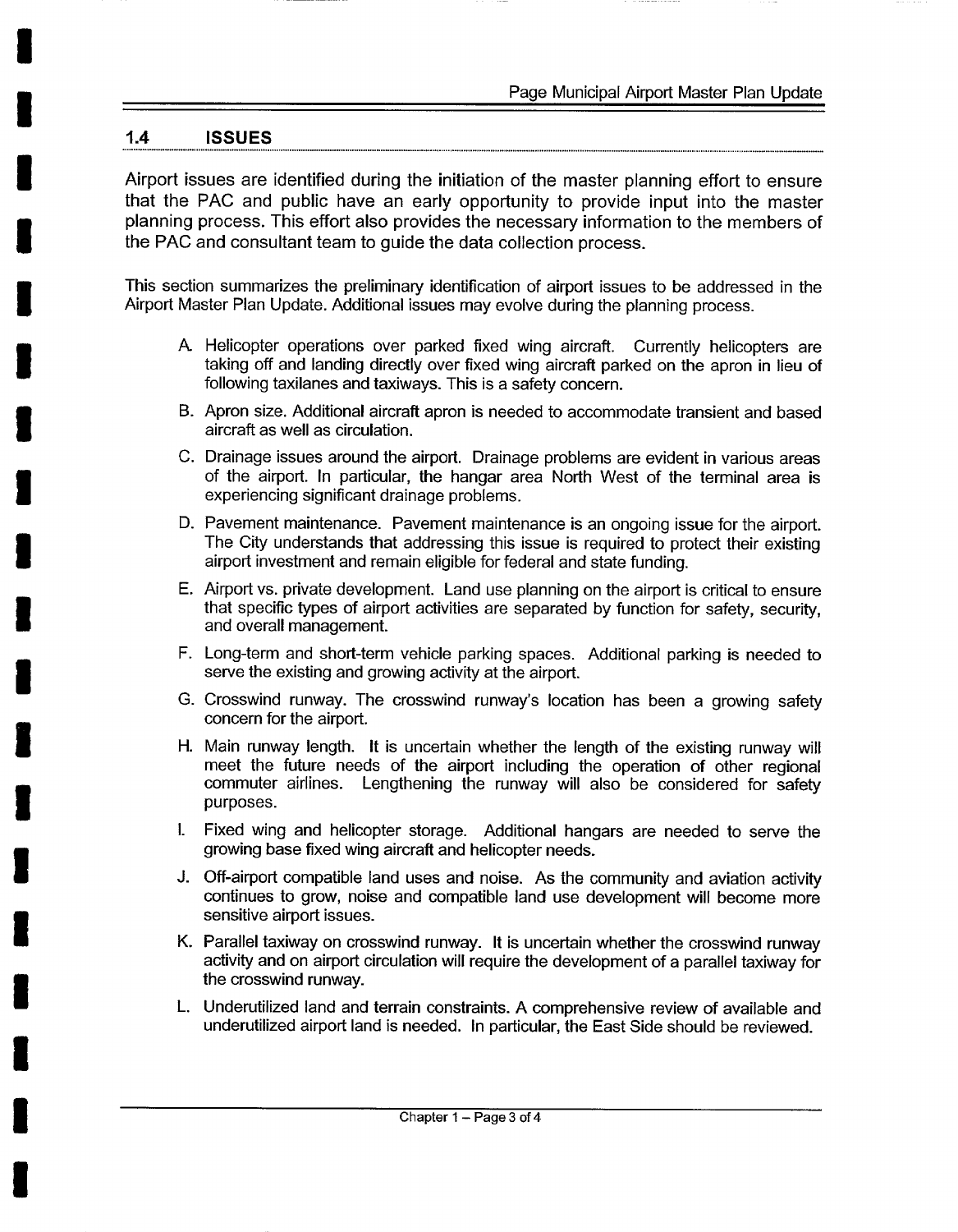## 1.4 ISSUES

Airport issues are identified during the initiation of the master planning effort to ensure that the PAC and public have an early opportunity to provide input into the master planning process. This effort also provides the necessary information to the members of the PAC and consultant team to guide the data collection process.

This section summarizes the preliminary identification of airport issues to be addressed in the Airport Master Plan Update. Additional issues may evolve during the planning process.

A. Helicopter operations over parked fixed wing aircraft. Currently helicopters are taking off and landing directly over fixed wing aircraft parked on the apron in lieu of following taxilanes and taxiways. This is a safety concern.

B. Apron size. Additional aircraft apron is needed to accommodate transient and based aircraft as well as circulation.

C. Drainage issues around the airport. Drainage problems are evident in various areas of the airport. In particular, the hangar area North West of the terminal area is experiencing significant drainage problems.

D. Pavement maintenance. Pavement maintenance is an ongoing issue for the airport. The City understands that addressing this issue is required to protect their existing airport investment and remain eligible for federal and state funding.

E. Airport vs. private development. Land use planning on the airport is critical to ensure that specific types of airport activities are separated by function for safety, security, and overall management.

F. Long-term and short-term vehicle parking spaces. Additional parking is needed to serve the existing and growing activity at the airport.

G. Crosswind runway. The crosswind runway's location has been a growing safety concern for the airport.

H. Main runway length. It is uncertain whether the length of the existing runway will meet the future needs of the airport including the operation of other regional commuter airlines. Lengthening the runway will also be considered for safety purposes.

I. Fixed wing and helicopter storage. Additional hangars are needed to serve the growing base fixed wing aircraft and helicopter needs.

J. Off-airport compatible land uses and noise. As the community and aviation activity continues to grow, noise and compatible land use development will become more sensitive airport issues.

K. Parallel taxiway on crosswind runway. It is uncertain whether the crosswind runway activity and on airport circulation will require the development of a parallel taxiway for the crosswind runway.

L. Underutilized land and terrain constraints. A comprehensive review of available and underutilized airport land is needed. In particular, the East Side should be reviewed.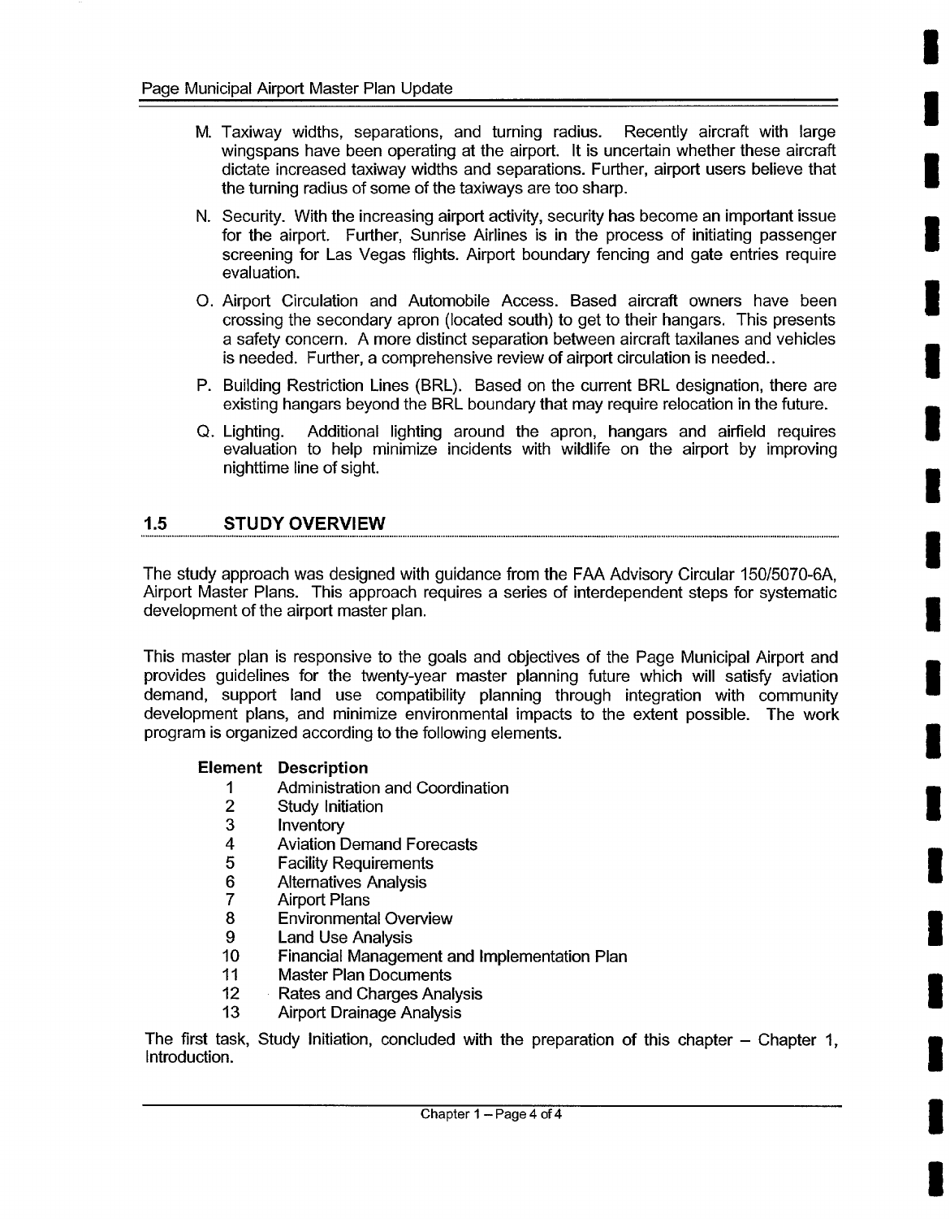M. Taxiway widths, separations, and turning radius. Recently aircraft with large wingspans have been operating at the airport. It is uncertain whether these aircraft dictate increased taxiway widths and separations. Further, airport users believe that the turning radius of some of the taxiways are too sharp.

N. Security. With the increasing airport activity, security has become an important issue for the airport. Further, Sunrise Airlines is in the process of initiating passenger screening for Las Vegas flights. Airport boundary fencing and gate entries require evaluation.

O. Airport Circulation and Automobile Access. Based aircraft owners have been crossing the secondary apron (located south) to get to their hangars. This presents a safety concern. A more distinct separation between aircraft taxilanes and vehicles is needed. Further, a comprehensive review of airport circulation is needed..

P. Building Restriction Lines (BRL). Based on the current BRL designation, there are existing hangars beyond the BRL boundary that may require relocation in the future.

Q. Lighting. Additional lighting around the apron, hangars and airfield requires evaluation to help minimize incidents with wildlife on the airport by improving nighttime line of sight.

## 1.5 STUDY OVERVIEW

The study approach was designed with guidance from the FAA Advisory Circular 150/5070-6A, Airport Master Plans. This approach requires a series of interdependent steps for systematic development of the airport master plan.

This master plan is responsive to the goals and objectives of the Page Municipal Airport and provides guidelines for the twenty-year master planning future which will satisfy aviation demand, support land use compatibility planning through integration with community development plans, and minimize environmental impacts to the extent possible. The work program is organized according to the following elements.

| Element | Description |
|---|---|
| 1 | Administration and Coordination |
| 2 | Study Initiation |
| 3 | Inventory |
| 4 | Aviation Demand Forecasts |
| 5 | Facility Requirements |
| 6 | Alternatives Analysis |
| 7 | Airport Plans |
| 8 | Environmental Overview |
| 9 | Land Use Analysis |
| 10 | Financial Management and Implementation Plan |
| 11 | Master Plan Documents |
| 12 | Rates and Charges Analysis |
| 13 | Airport Drainage Analysis |

The first task, Study Initiation, concluded with the preparation of this chapter – Chapter 1, Introduction.